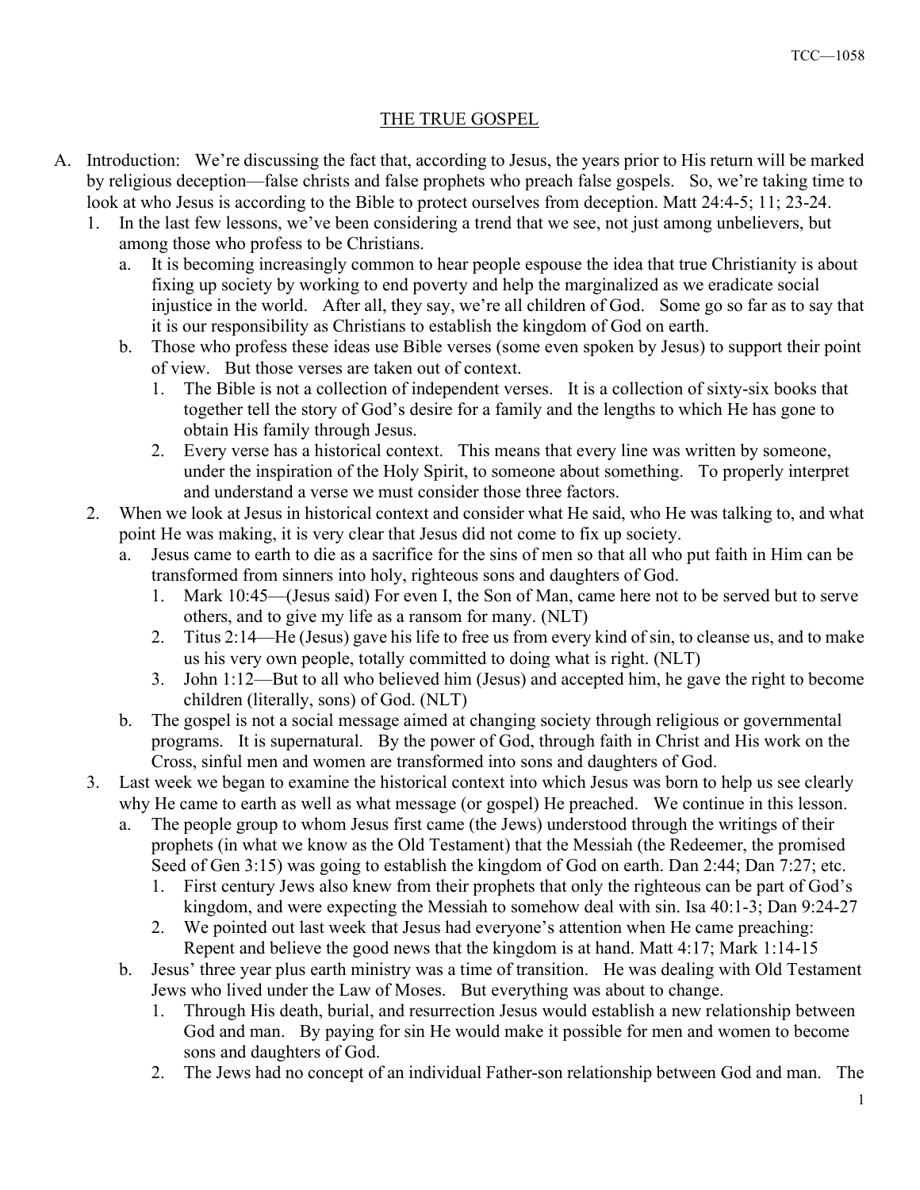# THE TRUE GOSPEL

A. Introduction: We're discussing the fact that, according to Jesus, the years prior to His return will be marked by religious deception—false christs and false prophets who preach false gospels. So, we're taking time to look at who Jesus is according to the Bible to protect ourselves from deception. Matt 24:4-5; 11; 23-24.

1. In the last few lessons, we've been considering a trend that we see, not just among unbelievers, but among those who profess to be Christians.
   - a. It is becoming increasingly common to hear people espouse the idea that true Christianity is about fixing up society by working to end poverty and help the marginalized as we eradicate social injustice in the world. After all, they say, we're all children of God. Some go so far as to say that it is our responsibility as Christians to establish the kingdom of God on earth.
   - b. Those who profess these ideas use Bible verses (some even spoken by Jesus) to support their point of view. But those verses are taken out of context.
     1. The Bible is not a collection of independent verses. It is a collection of sixty-six books that together tell the story of God's desire for a family and the lengths to which He has gone to obtain His family through Jesus.
     2. Every verse has a historical context. This means that every line was written by someone, under the inspiration of the Holy Spirit, to someone about something. To properly interpret and understand a verse we must consider those three factors.
2. When we look at Jesus in historical context and consider what He said, who He was talking to, and what point He was making, it is very clear that Jesus did not come to fix up society.
   - a. Jesus came to earth to die as a sacrifice for the sins of men so that all who put faith in Him can be transformed from sinners into holy, righteous sons and daughters of God.
     1. Mark 10:45—(Jesus said) For even I, the Son of Man, came here not to be served but to serve others, and to give my life as a ransom for many. (NLT)
     2. Titus 2:14—He (Jesus) gave his life to free us from every kind of sin, to cleanse us, and to make us his very own people, totally committed to doing what is right. (NLT)
     3. John 1:12—But to all who believed him (Jesus) and accepted him, he gave the right to become children (literally, sons) of God. (NLT)
   - b. The gospel is not a social message aimed at changing society through religious or governmental programs. It is supernatural. By the power of God, through faith in Christ and His work on the Cross, sinful men and women are transformed into sons and daughters of God.
3. Last week we began to examine the historical context into which Jesus was born to help us see clearly why He came to earth as well as what message (or gospel) He preached. We continue in this lesson.
   - a. The people group to whom Jesus first came (the Jews) understood through the writings of their prophets (in what we know as the Old Testament) that the Messiah (the Redeemer, the promised Seed of Gen 3:15) was going to establish the kingdom of God on earth. Dan 2:44; Dan 7:27; etc.
     1. First century Jews also knew from their prophets that only the righteous can be part of God's kingdom, and were expecting the Messiah to somehow deal with sin. Isa 40:1-3; Dan 9:24-27
     2. We pointed out last week that Jesus had everyone's attention when He came preaching: Repent and believe the good news that the kingdom is at hand. Matt 4:17; Mark 1:14-15
   - b. Jesus' three year plus earth ministry was a time of transition. He was dealing with Old Testament Jews who lived under the Law of Moses. But everything was about to change.
     1. Through His death, burial, and resurrection Jesus would establish a new relationship between God and man. By paying for sin He would make it possible for men and women to become sons and daughters of God.
     2. The Jews had no concept of an individual Father-son relationship between God and man. The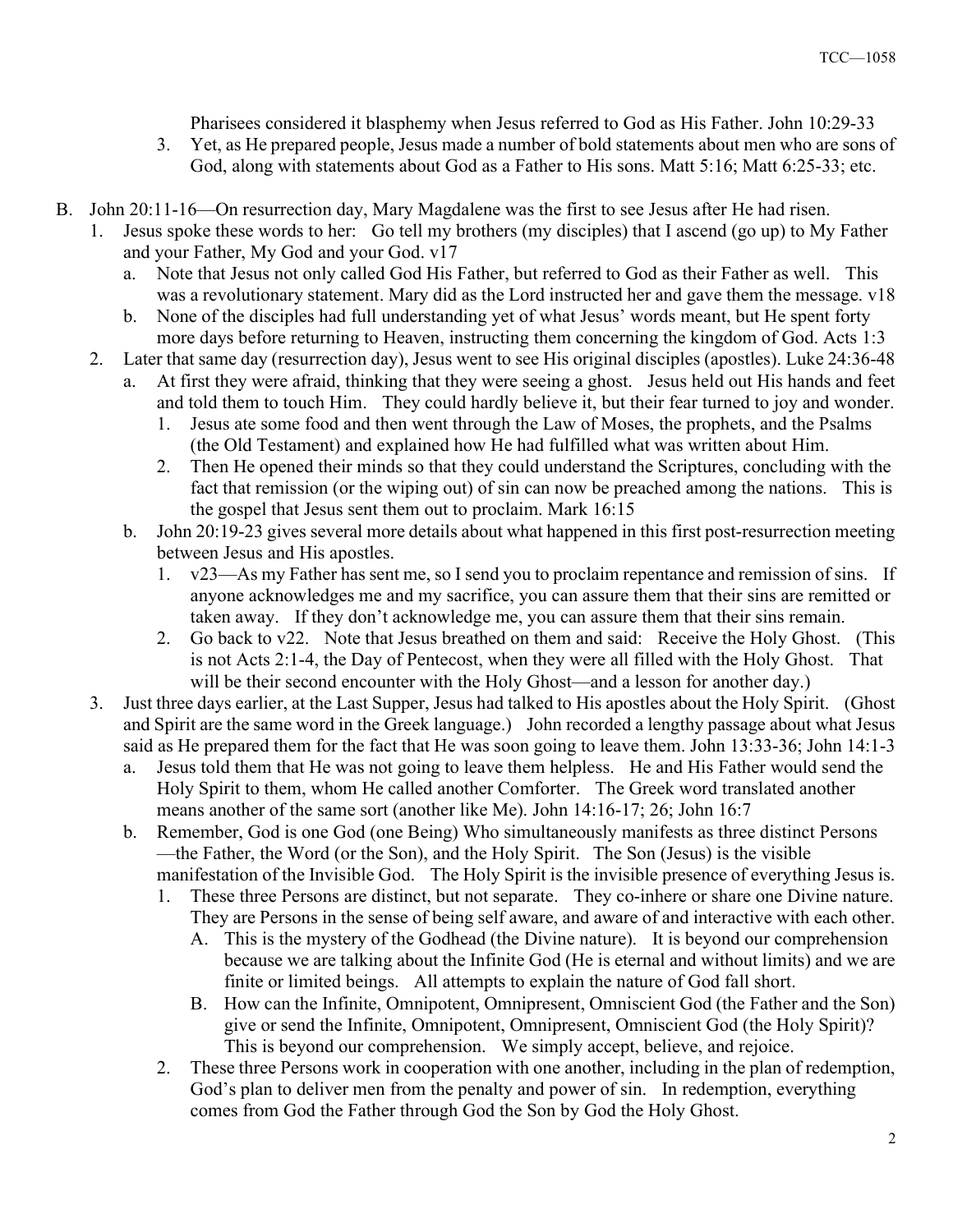Pharisees considered it blasphemy when Jesus referred to God as His Father. John 10:29-33

3. Yet, as He prepared people, Jesus made a number of bold statements about men who are sons of God, along with statements about God as a Father to His sons. Matt 5:16; Matt 6:25-33; etc.

B. John 20:11-16—On resurrection day, Mary Magdalene was the first to see Jesus after He had risen.

1. Jesus spoke these words to her: Go tell my brothers (my disciples) that I ascend (go up) to My Father and your Father, My God and your God. v17
    a. Note that Jesus not only called God His Father, but referred to God as their Father as well. This was a revolutionary statement. Mary did as the Lord instructed her and gave them the message. v18
    b. None of the disciples had full understanding yet of what Jesus' words meant, but He spent forty more days before returning to Heaven, instructing them concerning the kingdom of God. Acts 1:3
2. Later that same day (resurrection day), Jesus went to see His original disciples (apostles). Luke 24:36-48
    a. At first they were afraid, thinking that they were seeing a ghost. Jesus held out His hands and feet and told them to touch Him. They could hardly believe it, but their fear turned to joy and wonder.
        1. Jesus ate some food and then went through the Law of Moses, the prophets, and the Psalms (the Old Testament) and explained how He had fulfilled what was written about Him.
        2. Then He opened their minds so that they could understand the Scriptures, concluding with the fact that remission (or the wiping out) of sin can now be preached among the nations. This is the gospel that Jesus sent them out to proclaim. Mark 16:15
    b. John 20:19-23 gives several more details about what happened in this first post-resurrection meeting between Jesus and His apostles.
        1. v23—As my Father has sent me, so I send you to proclaim repentance and remission of sins. If anyone acknowledges me and my sacrifice, you can assure them that their sins are remitted or taken away. If they don't acknowledge me, you can assure them that their sins remain.
        2. Go back to v22. Note that Jesus breathed on them and said: Receive the Holy Ghost. (This is not Acts 2:1-4, the Day of Pentecost, when they were all filled with the Holy Ghost. That will be their second encounter with the Holy Ghost—and a lesson for another day.)
3. Just three days earlier, at the Last Supper, Jesus had talked to His apostles about the Holy Spirit. (Ghost and Spirit are the same word in the Greek language.) John recorded a lengthy passage about what Jesus said as He prepared them for the fact that He was soon going to leave them. John 13:33-36; John 14:1-3
    a. Jesus told them that He was not going to leave them helpless. He and His Father would send the Holy Spirit to them, whom He called another Comforter. The Greek word translated another means another of the same sort (another like Me). John 14:16-17; 26; John 16:7
    b. Remember, God is one God (one Being) Who simultaneously manifests as three distinct Persons —the Father, the Word (or the Son), and the Holy Spirit. The Son (Jesus) is the visible manifestation of the Invisible God. The Holy Spirit is the invisible presence of everything Jesus is.
        1. These three Persons are distinct, but not separate. They co-inhere or share one Divine nature. They are Persons in the sense of being self aware, and aware of and interactive with each other.
            A. This is the mystery of the Godhead (the Divine nature). It is beyond our comprehension because we are talking about the Infinite God (He is eternal and without limits) and we are finite or limited beings. All attempts to explain the nature of God fall short.
            B. How can the Infinite, Omnipotent, Omnipresent, Omniscient God (the Father and the Son) give or send the Infinite, Omnipotent, Omnipresent, Omniscient God (the Holy Spirit)? This is beyond our comprehension. We simply accept, believe, and rejoice.
        2. These three Persons work in cooperation with one another, including in the plan of redemption, God's plan to deliver men from the penalty and power of sin. In redemption, everything comes from God the Father through God the Son by God the Holy Ghost.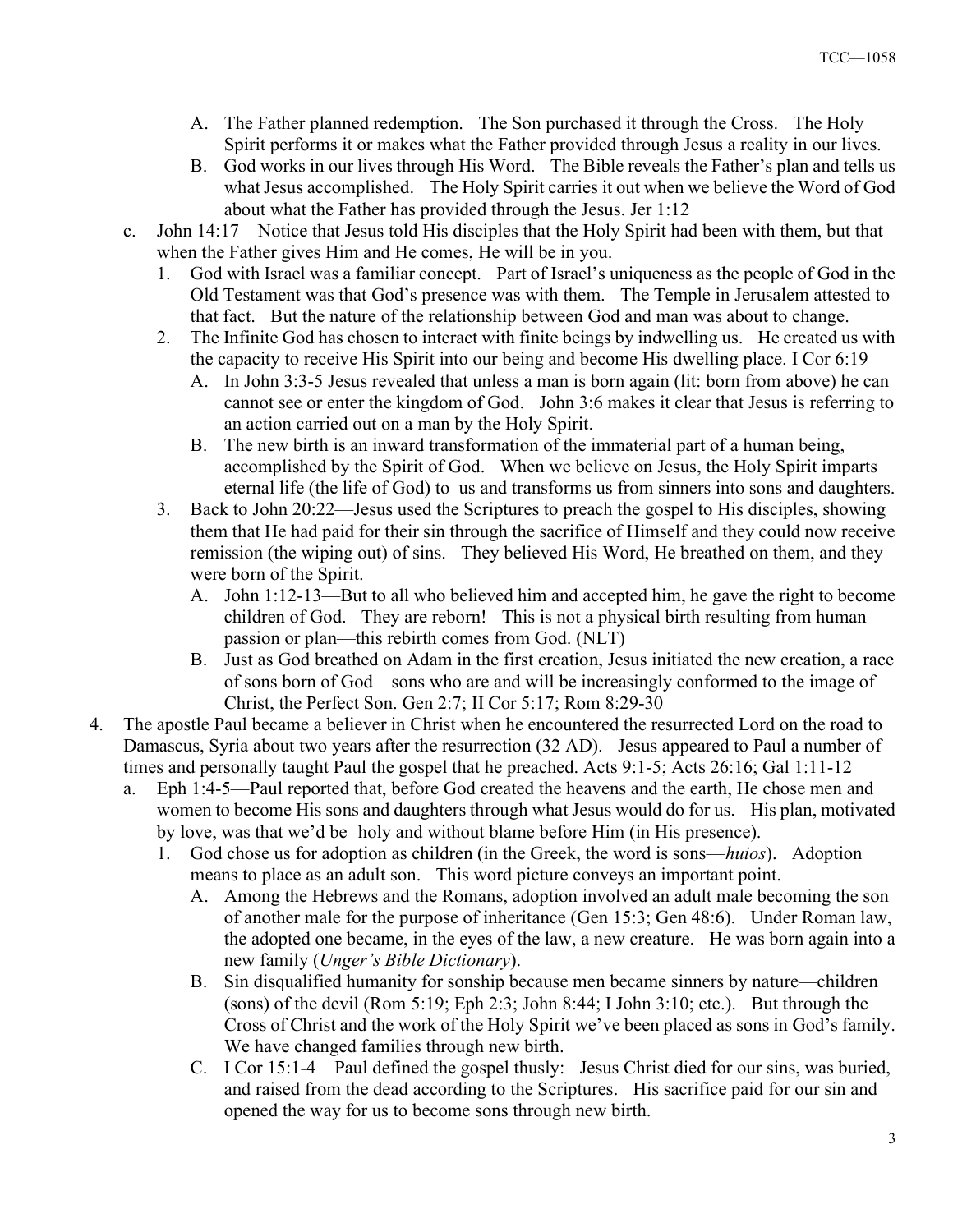A. The Father planned redemption. The Son purchased it through the Cross. The Holy Spirit performs it or makes what the Father provided through Jesus a reality in our lives.

B. God works in our lives through His Word. The Bible reveals the Father's plan and tells us what Jesus accomplished. The Holy Spirit carries it out when we believe the Word of God about what the Father has provided through the Jesus. Jer 1:12

c. John 14:17—Notice that Jesus told His disciples that the Holy Spirit had been with them, but that when the Father gives Him and He comes, He will be in you.

1. God with Israel was a familiar concept. Part of Israel's uniqueness as the people of God in the Old Testament was that God's presence was with them. The Temple in Jerusalem attested to that fact. But the nature of the relationship between God and man was about to change.

2. The Infinite God has chosen to interact with finite beings by indwelling us. He created us with the capacity to receive His Spirit into our being and become His dwelling place. I Cor 6:19

A. In John 3:3-5 Jesus revealed that unless a man is born again (lit: born from above) he can cannot see or enter the kingdom of God. John 3:6 makes it clear that Jesus is referring to an action carried out on a man by the Holy Spirit.

B. The new birth is an inward transformation of the immaterial part of a human being, accomplished by the Spirit of God. When we believe on Jesus, the Holy Spirit imparts eternal life (the life of God) to us and transforms us from sinners into sons and daughters.

3. Back to John 20:22—Jesus used the Scriptures to preach the gospel to His disciples, showing them that He had paid for their sin through the sacrifice of Himself and they could now receive remission (the wiping out) of sins. They believed His Word, He breathed on them, and they were born of the Spirit.

A. John 1:12-13—But to all who believed him and accepted him, he gave the right to become children of God. They are reborn! This is not a physical birth resulting from human passion or plan—this rebirth comes from God. (NLT)

B. Just as God breathed on Adam in the first creation, Jesus initiated the new creation, a race of sons born of God—sons who are and will be increasingly conformed to the image of Christ, the Perfect Son. Gen 2:7; II Cor 5:17; Rom 8:29-30

4. The apostle Paul became a believer in Christ when he encountered the resurrected Lord on the road to Damascus, Syria about two years after the resurrection (32 AD). Jesus appeared to Paul a number of times and personally taught Paul the gospel that he preached. Acts 9:1-5; Acts 26:16; Gal 1:11-12

a. Eph 1:4-5—Paul reported that, before God created the heavens and the earth, He chose men and women to become His sons and daughters through what Jesus would do for us. His plan, motivated by love, was that we'd be holy and without blame before Him (in His presence).

1. God chose us for adoption as children (in the Greek, the word is sons—*huios*). Adoption means to place as an adult son. This word picture conveys an important point.

A. Among the Hebrews and the Romans, adoption involved an adult male becoming the son of another male for the purpose of inheritance (Gen 15:3; Gen 48:6). Under Roman law, the adopted one became, in the eyes of the law, a new creature. He was born again into a new family (*Unger's Bible Dictionary*).

B. Sin disqualified humanity for sonship because men became sinners by nature—children (sons) of the devil (Rom 5:19; Eph 2:3; John 8:44; I John 3:10; etc.). But through the Cross of Christ and the work of the Holy Spirit we've been placed as sons in God's family. We have changed families through new birth.

C. I Cor 15:1-4—Paul defined the gospel thusly: Jesus Christ died for our sins, was buried, and raised from the dead according to the Scriptures. His sacrifice paid for our sin and opened the way for us to become sons through new birth.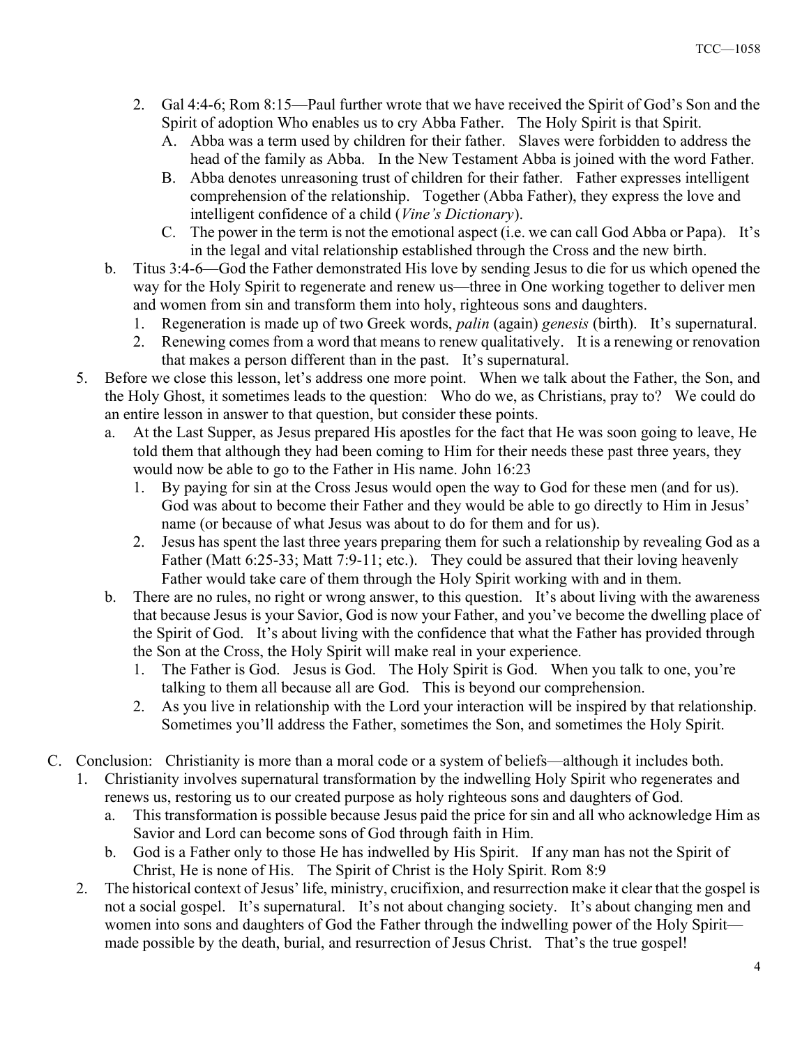2. Gal 4:4-6; Rom 8:15—Paul further wrote that we have received the Spirit of God's Son and the Spirit of adoption Who enables us to cry Abba Father. The Holy Spirit is that Spirit.
   - A. Abba was a term used by children for their father. Slaves were forbidden to address the head of the family as Abba. In the New Testament Abba is joined with the word Father.
   - B. Abba denotes unreasoning trust of children for their father. Father expresses intelligent comprehension of the relationship. Together (Abba Father), they express the love and intelligent confidence of a child (*Vine's Dictionary*).
   - C. The power in the term is not the emotional aspect (i.e. we can call God Abba or Papa). It's in the legal and vital relationship established through the Cross and the new birth.

b. Titus 3:4-6—God the Father demonstrated His love by sending Jesus to die for us which opened the way for the Holy Spirit to regenerate and renew us—three in One working together to deliver men and women from sin and transform them into holy, righteous sons and daughters.
   1. Regeneration is made up of two Greek words, *palin* (again) *genesis* (birth). It's supernatural.
   2. Renewing comes from a word that means to renew qualitatively. It is a renewing or renovation that makes a person different than in the past. It's supernatural.

5. Before we close this lesson, let's address one more point. When we talk about the Father, the Son, and the Holy Ghost, it sometimes leads to the question: Who do we, as Christians, pray to? We could do an entire lesson in answer to that question, but consider these points.
   - a. At the Last Supper, as Jesus prepared His apostles for the fact that He was soon going to leave, He told them that although they had been coming to Him for their needs these past three years, they would now be able to go to the Father in His name. John 16:23
     1. By paying for sin at the Cross Jesus would open the way to God for these men (and for us). God was about to become their Father and they would be able to go directly to Him in Jesus' name (or because of what Jesus was about to do for them and for us).
     2. Jesus has spent the last three years preparing them for such a relationship by revealing God as a Father (Matt 6:25-33; Matt 7:9-11; etc.). They could be assured that their loving heavenly Father would take care of them through the Holy Spirit working with and in them.
   - b. There are no rules, no right or wrong answer, to this question. It's about living with the awareness that because Jesus is your Savior, God is now your Father, and you've become the dwelling place of the Spirit of God. It's about living with the confidence that what the Father has provided through the Son at the Cross, the Holy Spirit will make real in your experience.
     1. The Father is God. Jesus is God. The Holy Spirit is God. When you talk to one, you're talking to them all because all are God. This is beyond our comprehension.
     2. As you live in relationship with the Lord your interaction will be inspired by that relationship. Sometimes you'll address the Father, sometimes the Son, and sometimes the Holy Spirit.

C. Conclusion: Christianity is more than a moral code or a system of beliefs—although it includes both.

1. Christianity involves supernatural transformation by the indwelling Holy Spirit who regenerates and renews us, restoring us to our created purpose as holy righteous sons and daughters of God.
   - a. This transformation is possible because Jesus paid the price for sin and all who acknowledge Him as Savior and Lord can become sons of God through faith in Him.
   - b. God is a Father only to those He has indwelled by His Spirit. If any man has not the Spirit of Christ, He is none of His. The Spirit of Christ is the Holy Spirit. Rom 8:9
2. The historical context of Jesus' life, ministry, crucifixion, and resurrection make it clear that the gospel is not a social gospel. It's supernatural. It's not about changing society. It's about changing men and women into sons and daughters of God the Father through the indwelling power of the Holy Spirit—made possible by the death, burial, and resurrection of Jesus Christ. That's the true gospel!